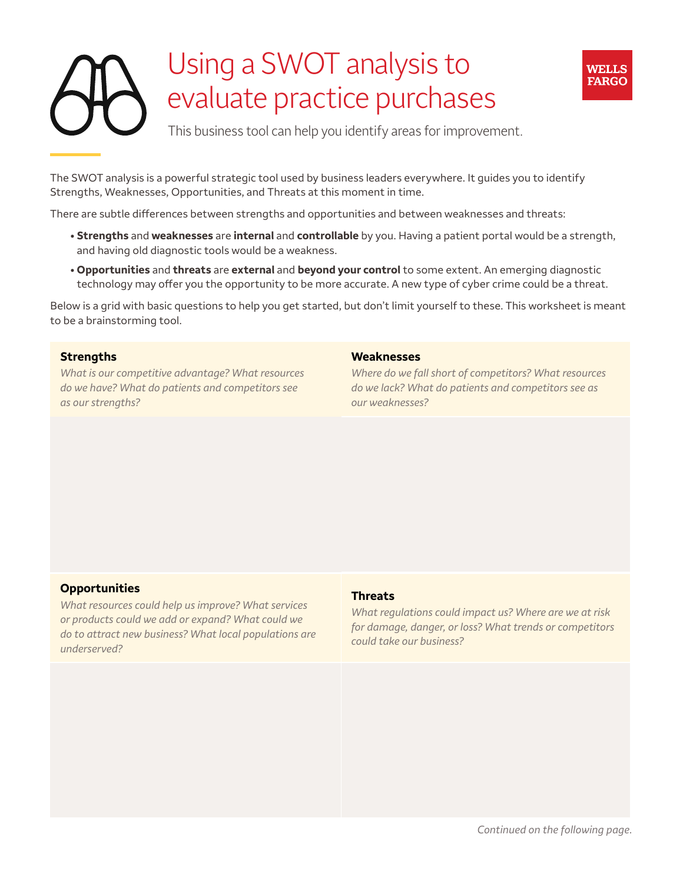# Using a SWOT analysis to evaluate practice purchases

This business tool can help you identify areas for improvement.

The SWOT analysis is a powerful strategic tool used by business leaders everywhere. It guides you to identify Strengths, Weaknesses, Opportunities, and Threats at this moment in time.

There are subtle differences between strengths and opportunities and between weaknesses and threats:

- **Strengths** and **weaknesses** are **internal** and **controllable** by you. Having a patient portal would be a strength, and having old diagnostic tools would be a weakness.
- **Opportunities** and **threats** are **external** and **beyond your control** to some extent. An emerging diagnostic technology may offer you the opportunity to be more accurate. A new type of cyber crime could be a threat.

Below is a grid with basic questions to help you get started, but don't limit yourself to these. This worksheet is meant to be a brainstorming tool.

| **Strengths**<br>*What is our competitive advantage? What resources do we have? What do patients and competitors see as our strengths?* | **Weaknesses**<br>*Where do we fall short of competitors? What resources do we lack? What do patients and competitors see as our weaknesses?* |
|---|---|
| | |
| **Opportunities**<br>*What resources could help us improve? What services or products could we add or expand? What could we do to attract new business? What local populations are underserved?* | **Threats**<br>*What regulations could impact us? Where are we at risk for damage, danger, or loss? What trends or competitors could take our business?* |
| | |

*Continued on the following page.*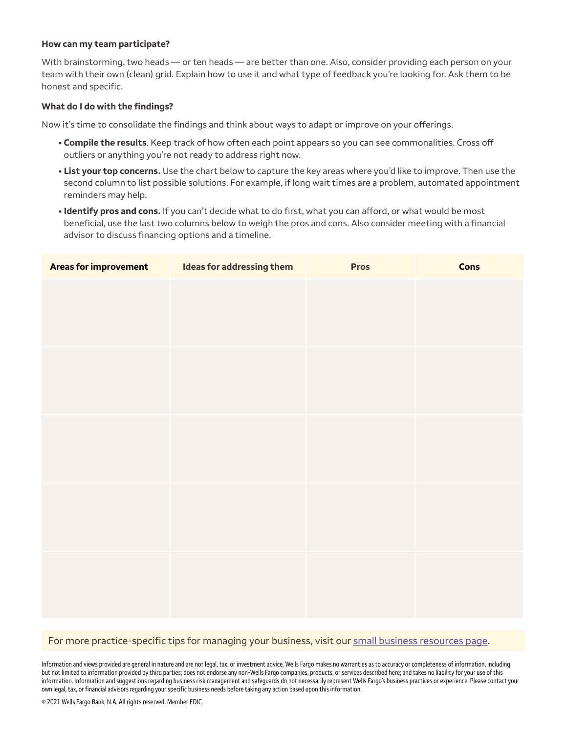**How can my team participate?**

With brainstorming, two heads — or ten heads — are better than one. Also, consider providing each person on your team with their own (clean) grid. Explain how to use it and what type of feedback you're looking for. Ask them to be honest and specific.

**What do I do with the findings?**

Now it's time to consolidate the findings and think about ways to adapt or improve on your offerings.

- **Compile the results**. Keep track of how often each point appears so you can see commonalities. Cross off outliers or anything you're not ready to address right now.
- **List your top concerns.** Use the chart below to capture the key areas where you'd like to improve. Then use the second column to list possible solutions. For example, if long wait times are a problem, automated appointment reminders may help.
- **Identify pros and cons.** If you can't decide what to do first, what you can afford, or what would be most beneficial, use the last two columns below to weigh the pros and cons. Also consider meeting with a financial advisor to discuss financing options and a timeline.

| Areas for improvement | Ideas for addressing them | Pros | Cons |
|---|---|---|---|
| | | | |
| | | | |
| | | | |
| | | | |
| | | | |

For more practice-specific tips for managing your business, visit our small business resources page.

Information and views provided are general in nature and are not legal, tax, or investment advice. Wells Fargo makes no warranties as to accuracy or completeness of information, including but not limited to information provided by third parties; does not endorse any non-Wells Fargo companies, products, or services described here; and takes no liability for your use of this information. Information and suggestions regarding business risk management and safeguards do not necessarily represent Wells Fargo's business practices or experience. Please contact your own legal, tax, or financial advisors regarding your specific business needs before taking any action based upon this information.

© 2021 Wells Fargo Bank, N.A. All rights reserved. Member FDIC.